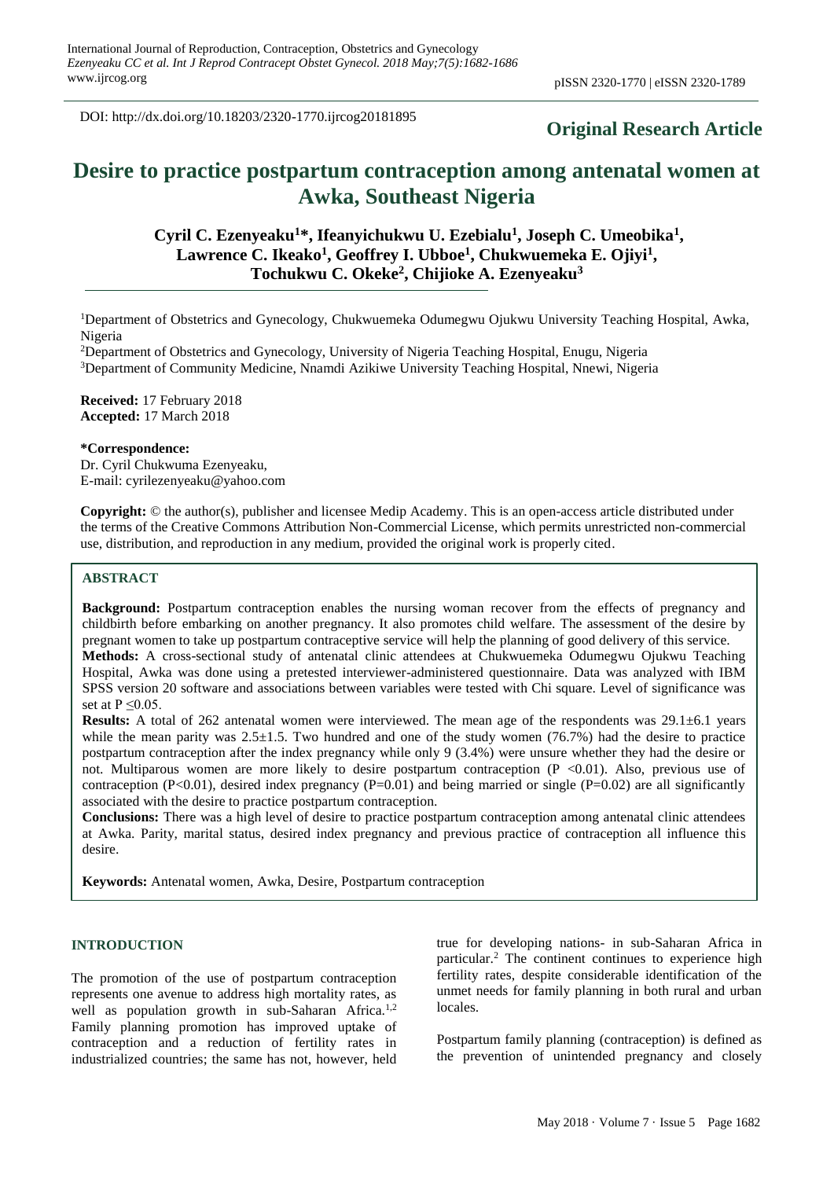DOI: http://dx.doi.org/10.18203/2320-1770.ijrcog20181895

**Original Research Article**

# Desire to practice postpartum contraception among antenatal women at Awka, Southeast Nigeria

**Cyril C. Ezenyeaku[1]*, Ifeanyichukwu U. Ezebialu[1], Joseph C. Umeobika[1], Lawrence C. Ikeako[1], Geoffrey I. Ubboe[1], Chukwuemeka E. Ojiyi[1], Tochukwu C. Okeke[2], Chijioke A. Ezenyeaku[3]**

[1]Department of Obstetrics and Gynecology, Chukwuemeka Odumegwu Ojukwu University Teaching Hospital, Awka, Nigeria
[2]Department of Obstetrics and Gynecology, University of Nigeria Teaching Hospital, Enugu, Nigeria
[3]Department of Community Medicine, Nnamdi Azikiwe University Teaching Hospital, Nnewi, Nigeria

**Received:** 17 February 2018
**Accepted:** 17 March 2018

**\*Correspondence:**
Dr. Cyril Chukwuma Ezenyeaku,
E-mail: cyrilezenyeaku@yahoo.com

**Copyright:** © the author(s), publisher and licensee Medip Academy. This is an open-access article distributed under the terms of the Creative Commons Attribution Non-Commercial License, which permits unrestricted non-commercial use, distribution, and reproduction in any medium, provided the original work is properly cited.

## ABSTRACT

**Background:** Postpartum contraception enables the nursing woman recover from the effects of pregnancy and childbirth before embarking on another pregnancy. It also promotes child welfare. The assessment of the desire by pregnant women to take up postpartum contraceptive service will help the planning of good delivery of this service.

**Methods:** A cross-sectional study of antenatal clinic attendees at Chukwuemeka Odumegwu Ojukwu Teaching Hospital, Awka was done using a pretested interviewer-administered questionnaire. Data was analyzed with IBM SPSS version 20 software and associations between variables were tested with Chi square. Level of significance was set at $P \leq 0.05$.

**Results:** A total of 262 antenatal women were interviewed. The mean age of the respondents was 29.1±6.1 years while the mean parity was 2.5±1.5. Two hundred and one of the study women (76.7%) had the desire to practice postpartum contraception after the index pregnancy while only 9 (3.4%) were unsure whether they had the desire or not. Multiparous women are more likely to desire postpartum contraception ($P < 0.01$). Also, previous use of contraception ($P < 0.01$), desired index pregnancy ($P = 0.01$) and being married or single ($P = 0.02$) are all significantly associated with the desire to practice postpartum contraception.

**Conclusions:** There was a high level of desire to practice postpartum contraception among antenatal clinic attendees at Awka. Parity, marital status, desired index pregnancy and previous practice of contraception all influence this desire.

**Keywords:** Antenatal women, Awka, Desire, Postpartum contraception

## INTRODUCTION

The promotion of the use of postpartum contraception represents one avenue to address high mortality rates, as well as population growth in sub-Saharan Africa.[1,2] Family planning promotion has improved uptake of contraception and a reduction of fertility rates in industrialized countries; the same has not, however, held true for developing nations- in sub-Saharan Africa in particular.[2] The continent continues to experience high fertility rates, despite considerable identification of the unmet needs for family planning in both rural and urban locales.

Postpartum family planning (contraception) is defined as the prevention of unintended pregnancy and closely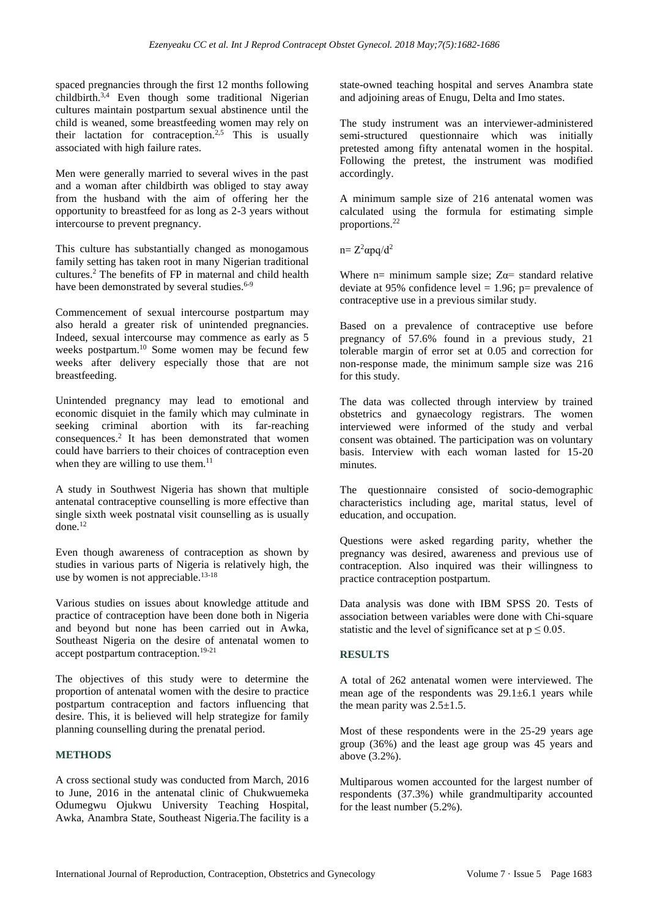spaced pregnancies through the first 12 months following childbirth.[3,4] Even though some traditional Nigerian cultures maintain postpartum sexual abstinence until the child is weaned, some breastfeeding women may rely on their lactation for contraception.[2,5] This is usually associated with high failure rates.

Men were generally married to several wives in the past and a woman after childbirth was obliged to stay away from the husband with the aim of offering her the opportunity to breastfeed for as long as 2-3 years without intercourse to prevent pregnancy.

This culture has substantially changed as monogamous family setting has taken root in many Nigerian traditional cultures.[2] The benefits of FP in maternal and child health have been demonstrated by several studies.[6-9]

Commencement of sexual intercourse postpartum may also herald a greater risk of unintended pregnancies. Indeed, sexual intercourse may commence as early as 5 weeks postpartum.[10] Some women may be fecund few weeks after delivery especially those that are not breastfeeding.

Unintended pregnancy may lead to emotional and economic disquiet in the family which may culminate in seeking criminal abortion with its far-reaching consequences.[2] It has been demonstrated that women could have barriers to their choices of contraception even when they are willing to use them.[11]

A study in Southwest Nigeria has shown that multiple antenatal contraceptive counselling is more effective than single sixth week postnatal visit counselling as is usually done.[12]

Even though awareness of contraception as shown by studies in various parts of Nigeria is relatively high, the use by women is not appreciable.[13-18]

Various studies on issues about knowledge attitude and practice of contraception have been done both in Nigeria and beyond but none has been carried out in Awka, Southeast Nigeria on the desire of antenatal women to accept postpartum contraception.[19-21]

The objectives of this study were to determine the proportion of antenatal women with the desire to practice postpartum contraception and factors influencing that desire. This, it is believed will help strategize for family planning counselling during the prenatal period.

## METHODS

A cross sectional study was conducted from March, 2016 to June, 2016 in the antenatal clinic of Chukwuemeka Odumegwu Ojukwu University Teaching Hospital, Awka, Anambra State, Southeast Nigeria.The facility is a state-owned teaching hospital and serves Anambra state and adjoining areas of Enugu, Delta and Imo states.

The study instrument was an interviewer-administered semi-structured questionnaire which was initially pretested among fifty antenatal women in the hospital. Following the pretest, the instrument was modified accordingly.

A minimum sample size of 216 antenatal women was calculated using the formula for estimating simple proportions.[22]

$n = Z^2\alpha pq/d^2$

Where n= minimum sample size; $Z\alpha$= standard relative deviate at 95% confidence level = 1.96; p= prevalence of contraceptive use in a previous similar study.

Based on a prevalence of contraceptive use before pregnancy of 57.6% found in a previous study, 21 tolerable margin of error set at 0.05 and correction for non-response made, the minimum sample size was 216 for this study.

The data was collected through interview by trained obstetrics and gynaecology registrars. The women interviewed were informed of the study and verbal consent was obtained. The participation was on voluntary basis. Interview with each woman lasted for 15-20 minutes.

The questionnaire consisted of socio-demographic characteristics including age, marital status, level of education, and occupation.

Questions were asked regarding parity, whether the pregnancy was desired, awareness and previous use of contraception. Also inquired was their willingness to practice contraception postpartum.

Data analysis was done with IBM SPSS 20. Tests of association between variables were done with Chi-square statistic and the level of significance set at $p \leq 0.05$.

## RESULTS

A total of 262 antenatal women were interviewed. The mean age of the respondents was 29.1±6.1 years while the mean parity was 2.5±1.5.

Most of these respondents were in the 25-29 years age group (36%) and the least age group was 45 years and above (3.2%).

Multiparous women accounted for the largest number of respondents (37.3%) while grandmultiparity accounted for the least number (5.2%).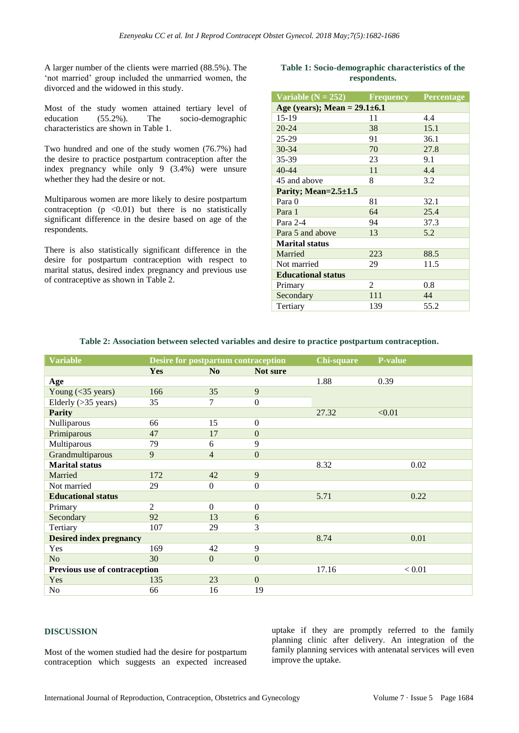A larger number of the clients were married (88.5%). The 'not married' group included the unmarried women, the divorced and the widowed in this study.

Most of the study women attained tertiary level of education (55.2%). The socio-demographic characteristics are shown in Table 1.

Two hundred and one of the study women (76.7%) had the desire to practice postpartum contraception after the index pregnancy while only 9 (3.4%) were unsure whether they had the desire or not.

Multiparous women are more likely to desire postpartum contraception ($p < 0.01$) but there is no statistically significant difference in the desire based on age of the respondents.

There is also statistically significant difference in the desire for postpartum contraception with respect to marital status, desired index pregnancy and previous use of contraceptive as shown in Table 2.

**Table 1: Socio-demographic characteristics of the respondents.**

| Variable (N = 252) | Frequency | Percentage |
|---|---|---|
| **Age (years); Mean = 29.1±6.1** | | |
| 15-19 | 11 | 4.4 |
| 20-24 | 38 | 15.1 |
| 25-29 | 91 | 36.1 |
| 30-34 | 70 | 27.8 |
| 35-39 | 23 | 9.1 |
| 40-44 | 11 | 4.4 |
| 45 and above | 8 | 3.2 |
| **Parity; Mean=2.5±1.5** | | |
| Para 0 | 81 | 32.1 |
| Para 1 | 64 | 25.4 |
| Para 2-4 | 94 | 37.3 |
| Para 5 and above | 13 | 5.2 |
| **Marital status** | | |
| Married | 223 | 88.5 |
| Not married | 29 | 11.5 |
| **Educational status** | | |
| Primary | 2 | 0.8 |
| Secondary | 111 | 44 |
| Tertiary | 139 | 55.2 |

**Table 2: Association between selected variables and desire to practice postpartum contraception.**

| Variable | Desire for postpartum contraception | | | Chi-square | P-value |
|---|---|---|---|---|---|
| | Yes | No | Not sure | | |
| **Age** | | | | 1.88 | 0.39 |
| Young (<35 years) | 166 | 35 | 9 | | |
| Elderly (>35 years) | 35 | 7 | 0 | | |
| **Parity** | | | | 27.32 | <0.01 |
| Nulliparous | 66 | 15 | 0 | | |
| Primiparous | 47 | 17 | 0 | | |
| Multiparous | 79 | 6 | 9 | | |
| Grandmultiparous | 9 | 4 | 0 | | |
| **Marital status** | | | | 8.32 | 0.02 |
| Married | 172 | 42 | 9 | | |
| Not married | 29 | 0 | 0 | | |
| **Educational status** | | | | 5.71 | 0.22 |
| Primary | 2 | 0 | 0 | | |
| Secondary | 92 | 13 | 6 | | |
| Tertiary | 107 | 29 | 3 | | |
| **Desired index pregnancy** | | | | 8.74 | 0.01 |
| Yes | 169 | 42 | 9 | | |
| No | 30 | 0 | 0 | | |
| **Previous use of contraception** | | | | 17.16 | < 0.01 |
| Yes | 135 | 23 | 0 | | |
| No | 66 | 16 | 19 | | |

## DISCUSSION

Most of the women studied had the desire for postpartum contraception which suggests an expected increased uptake if they are promptly referred to the family planning clinic after delivery. An integration of the family planning services with antenatal services will even improve the uptake.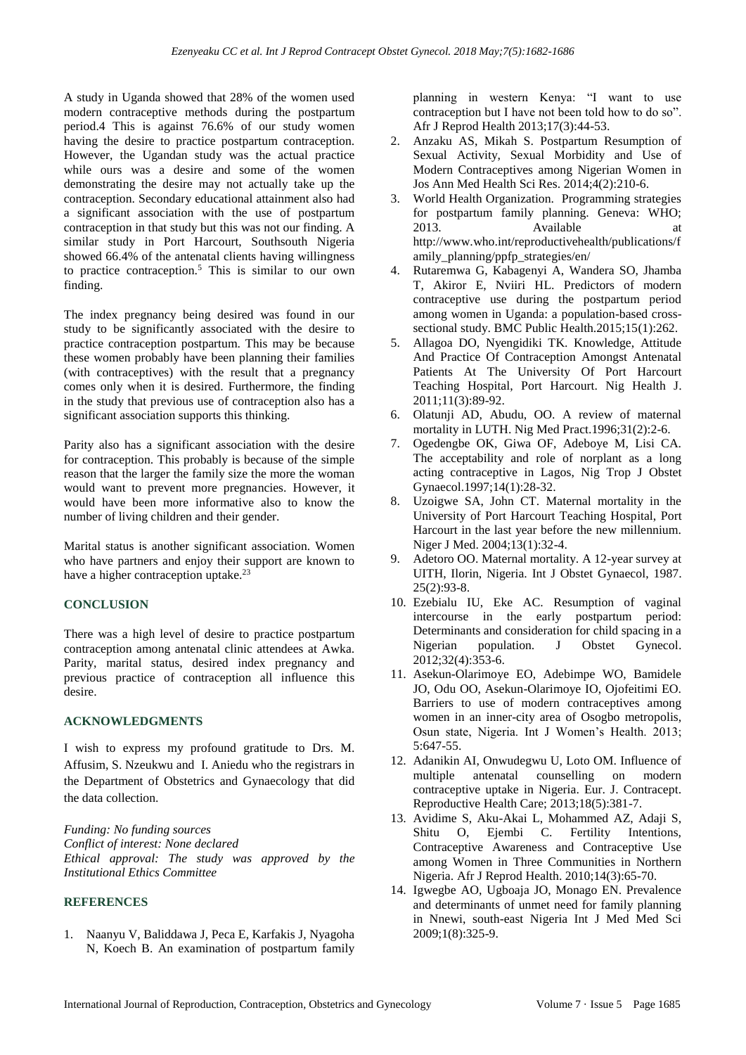A study in Uganda showed that 28% of the women used modern contraceptive methods during the postpartum period.4 This is against 76.6% of our study women having the desire to practice postpartum contraception. However, the Ugandan study was the actual practice while ours was a desire and some of the women demonstrating the desire may not actually take up the contraception. Secondary educational attainment also had a significant association with the use of postpartum contraception in that study but this was not our finding. A similar study in Port Harcourt, Southsouth Nigeria showed 66.4% of the antenatal clients having willingness to practice contraception.[5] This is similar to our own finding.

The index pregnancy being desired was found in our study to be significantly associated with the desire to practice contraception postpartum. This may be because these women probably have been planning their families (with contraceptives) with the result that a pregnancy comes only when it is desired. Furthermore, the finding in the study that previous use of contraception also has a significant association supports this thinking.

Parity also has a significant association with the desire for contraception. This probably is because of the simple reason that the larger the family size the more the woman would want to prevent more pregnancies. However, it would have been more informative also to know the number of living children and their gender.

Marital status is another significant association. Women who have partners and enjoy their support are known to have a higher contraception uptake.[23]

## CONCLUSION

There was a high level of desire to practice postpartum contraception among antenatal clinic attendees at Awka. Parity, marital status, desired index pregnancy and previous practice of contraception all influence this desire.

## ACKNOWLEDGMENTS

I wish to express my profound gratitude to Drs. M. Affusim, S. Nzeukwu and I. Aniedu who the registrars in the Department of Obstetrics and Gynaecology that did the data collection.

*Funding: No funding sources*
*Conflict of interest: None declared*
*Ethical approval: The study was approved by the Institutional Ethics Committee*

## REFERENCES

1. Naanyu V, Baliddawa J, Peca E, Karfakis J, Nyagoha N, Koech B. An examination of postpartum family planning in western Kenya: "I want to use contraception but I have not been told how to do so". Afr J Reprod Health 2013;17(3):44-53.
2. Anzaku AS, Mikah S. Postpartum Resumption of Sexual Activity, Sexual Morbidity and Use of Modern Contraceptives among Nigerian Women in Jos Ann Med Health Sci Res. 2014;4(2):210-6.
3. World Health Organization. Programming strategies for postpartum family planning. Geneva: WHO; 2013. Available at http://www.who.int/reproductivehealth/publications/family_planning/ppfp_strategies/en/
4. Rutaremwa G, Kabagenyi A, Wandera SO, Jhamba T, Akiror E, Nviiri HL. Predictors of modern contraceptive use during the postpartum period among women in Uganda: a population-based cross-sectional study. BMC Public Health.2015;15(1):262.
5. Allagoa DO, Nyengidiki TK. Knowledge, Attitude And Practice Of Contraception Amongst Antenatal Patients At The University Of Port Harcourt Teaching Hospital, Port Harcourt. Nig Health J. 2011;11(3):89-92.
6. Olatunji AD, Abudu, OO. A review of maternal mortality in LUTH. Nig Med Pract.1996;31(2):2-6.
7. Ogedengbe OK, Giwa OF, Adeboye M, Lisi CA. The acceptability and role of norplant as a long acting contraceptive in Lagos, Nig Trop J Obstet Gynaecol.1997;14(1):28-32.
8. Uzoigwe SA, John CT. Maternal mortality in the University of Port Harcourt Teaching Hospital, Port Harcourt in the last year before the new millennium. Niger J Med. 2004;13(1):32-4.
9. Adetoro OO. Maternal mortality. A 12-year survey at UITH, Ilorin, Nigeria. Int J Obstet Gynaecol, 1987. 25(2):93-8.
10. Ezebialu IU, Eke AC. Resumption of vaginal intercourse in the early postpartum period: Determinants and consideration for child spacing in a Nigerian population. J Obstet Gynecol. 2012;32(4):353-6.
11. Asekun-Olarimoye EO, Adebimpe WO, Bamidele JO, Odu OO, Asekun-Olarimoye IO, Ojofeitimi EO. Barriers to use of modern contraceptives among women in an inner-city area of Osogbo metropolis, Osun state, Nigeria. Int J Women's Health. 2013; 5:647-55.
12. Adanikin AI, Onwudegwu U, Loto OM. Influence of multiple antenatal counselling on modern contraceptive uptake in Nigeria. Eur. J. Contracept. Reproductive Health Care; 2013;18(5):381-7.
13. Avidime S, Aku-Akai L, Mohammed AZ, Adaji S, Shitu O, Ejembi C. Fertility Intentions, Contraceptive Awareness and Contraceptive Use among Women in Three Communities in Northern Nigeria. Afr J Reprod Health. 2010;14(3):65-70.
14. Igwegbe AO, Ugboaja JO, Monago EN. Prevalence and determinants of unmet need for family planning in Nnewi, south-east Nigeria Int J Med Med Sci 2009;1(8):325-9.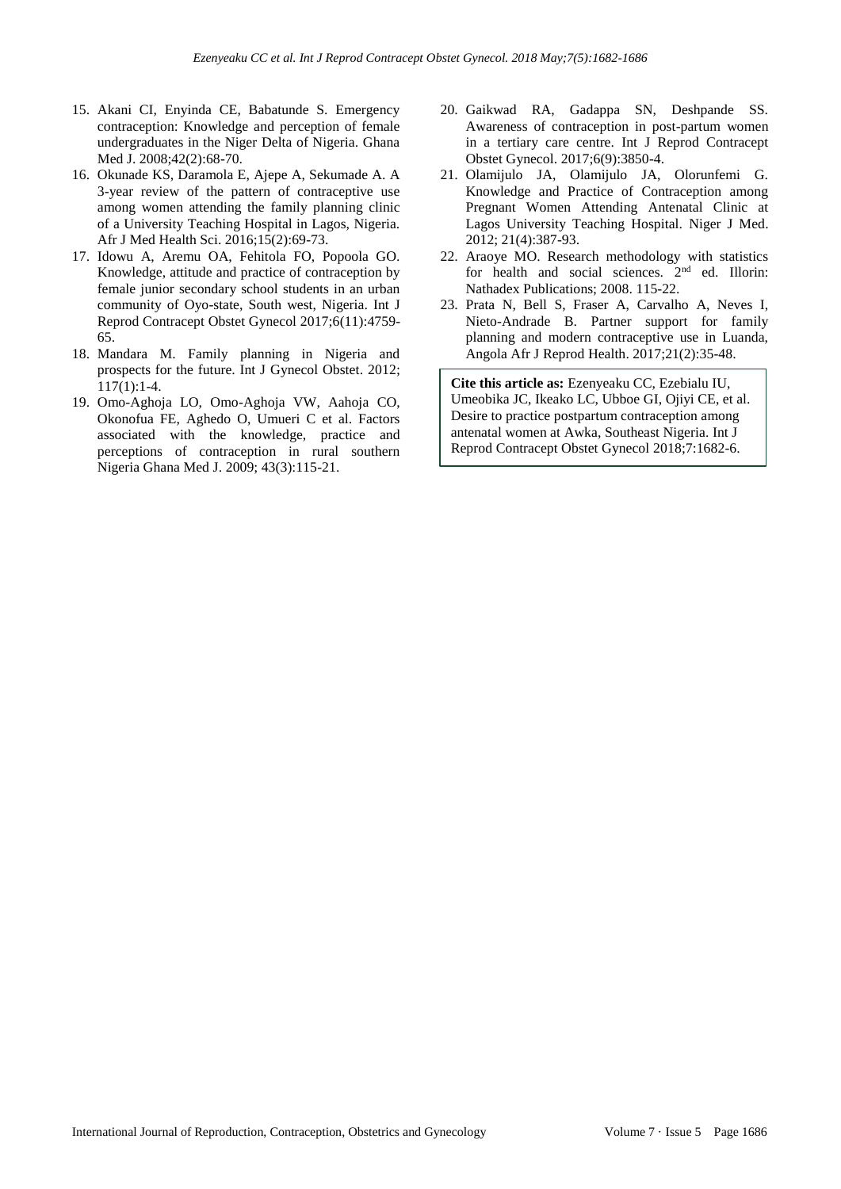15. Akani CI, Enyinda CE, Babatunde S. Emergency contraception: Knowledge and perception of female undergraduates in the Niger Delta of Nigeria. Ghana Med J. 2008;42(2):68-70.
16. Okunade KS, Daramola E, Ajepe A, Sekumade A. A 3-year review of the pattern of contraceptive use among women attending the family planning clinic of a University Teaching Hospital in Lagos, Nigeria. Afr J Med Health Sci. 2016;15(2):69-73.
17. Idowu A, Aremu OA, Fehitola FO, Popoola GO. Knowledge, attitude and practice of contraception by female junior secondary school students in an urban community of Oyo-state, South west, Nigeria. Int J Reprod Contracept Obstet Gynecol 2017;6(11):4759-65.
18. Mandara M. Family planning in Nigeria and prospects for the future. Int J Gynecol Obstet. 2012; 117(1):1-4.
19. Omo-Aghoja LO, Omo-Aghoja VW, Aahoja CO, Okonofua FE, Aghedo O, Umueri C et al. Factors associated with the knowledge, practice and perceptions of contraception in rural southern Nigeria Ghana Med J. 2009; 43(3):115-21.
20. Gaikwad RA, Gadappa SN, Deshpande SS. Awareness of contraception in post-partum women in a tertiary care centre. Int J Reprod Contracept Obstet Gynecol. 2017;6(9):3850-4.
21. Olamijulo JA, Olamijulo JA, Olorunfemi G. Knowledge and Practice of Contraception among Pregnant Women Attending Antenatal Clinic at Lagos University Teaching Hospital. Niger J Med. 2012; 21(4):387-93.
22. Araoye MO. Research methodology with statistics for health and social sciences. 2nd ed. Illorin: Nathadex Publications; 2008. 115-22.
23. Prata N, Bell S, Fraser A, Carvalho A, Neves I, Nieto-Andrade B. Partner support for family planning and modern contraceptive use in Luanda, Angola Afr J Reprod Health. 2017;21(2):35-48.

**Cite this article as:** Ezenyeaku CC, Ezebialu IU, Umeobika JC, Ikeako LC, Ubboe GI, Ojiyi CE, et al. Desire to practice postpartum contraception among antenatal women at Awka, Southeast Nigeria. Int J Reprod Contracept Obstet Gynecol 2018;7:1682-6.